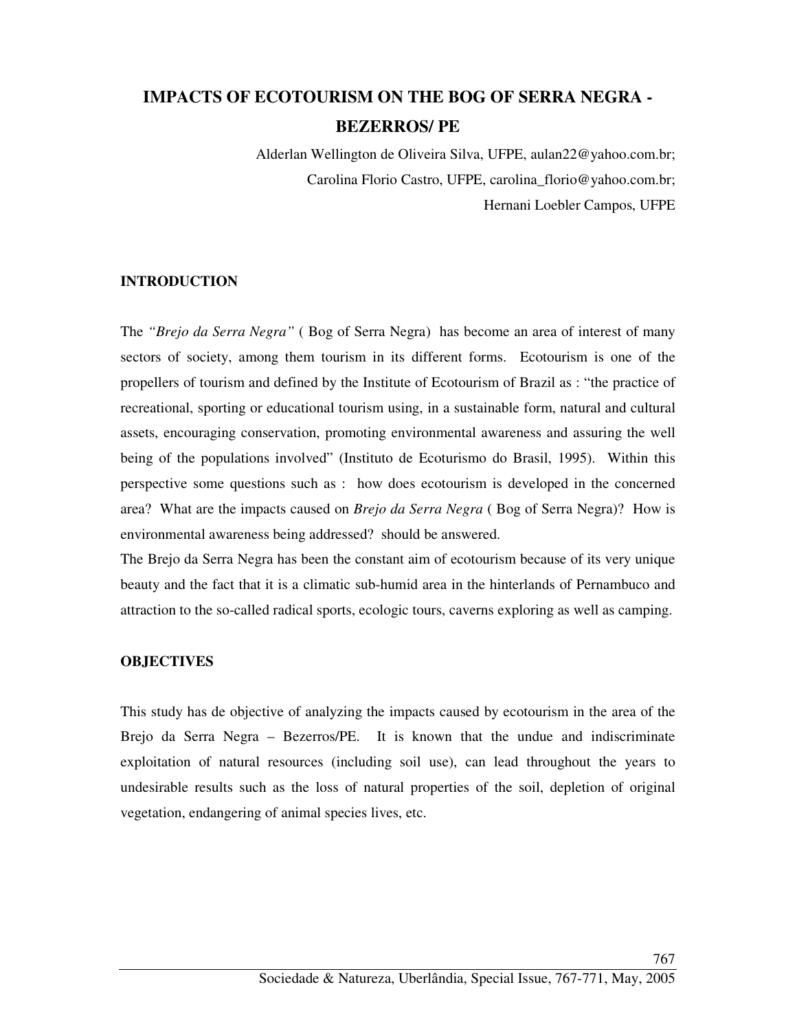# IMPACTS OF ECOTOURISM ON THE BOG OF SERRA NEGRA - BEZERROS/ PE

Alderlan Wellington de Oliveira Silva, UFPE, aulan22@yahoo.com.br;
Carolina Florio Castro, UFPE, carolina_florio@yahoo.com.br;
Hernani Loebler Campos, UFPE

## INTRODUCTION

The *"Brejo da Serra Negra"* ( Bog of Serra Negra) has become an area of interest of many sectors of society, among them tourism in its different forms. Ecotourism is one of the propellers of tourism and defined by the Institute of Ecotourism of Brazil as : "the practice of recreational, sporting or educational tourism using, in a sustainable form, natural and cultural assets, encouraging conservation, promoting environmental awareness and assuring the well being of the populations involved" (Instituto de Ecoturismo do Brasil, 1995). Within this perspective some questions such as : how does ecotourism is developed in the concerned area? What are the impacts caused on *Brejo da Serra Negra* ( Bog of Serra Negra)? How is environmental awareness being addressed? should be answered.

The Brejo da Serra Negra has been the constant aim of ecotourism because of its very unique beauty and the fact that it is a climatic sub-humid area in the hinterlands of Pernambuco and attraction to the so-called radical sports, ecologic tours, caverns exploring as well as camping.

## OBJECTIVES

This study has de objective of analyzing the impacts caused by ecotourism in the area of the Brejo da Serra Negra – Bezerros/PE. It is known that the undue and indiscriminate exploitation of natural resources (including soil use), can lead throughout the years to undesirable results such as the loss of natural properties of the soil, depletion of original vegetation, endangering of animal species lives, etc.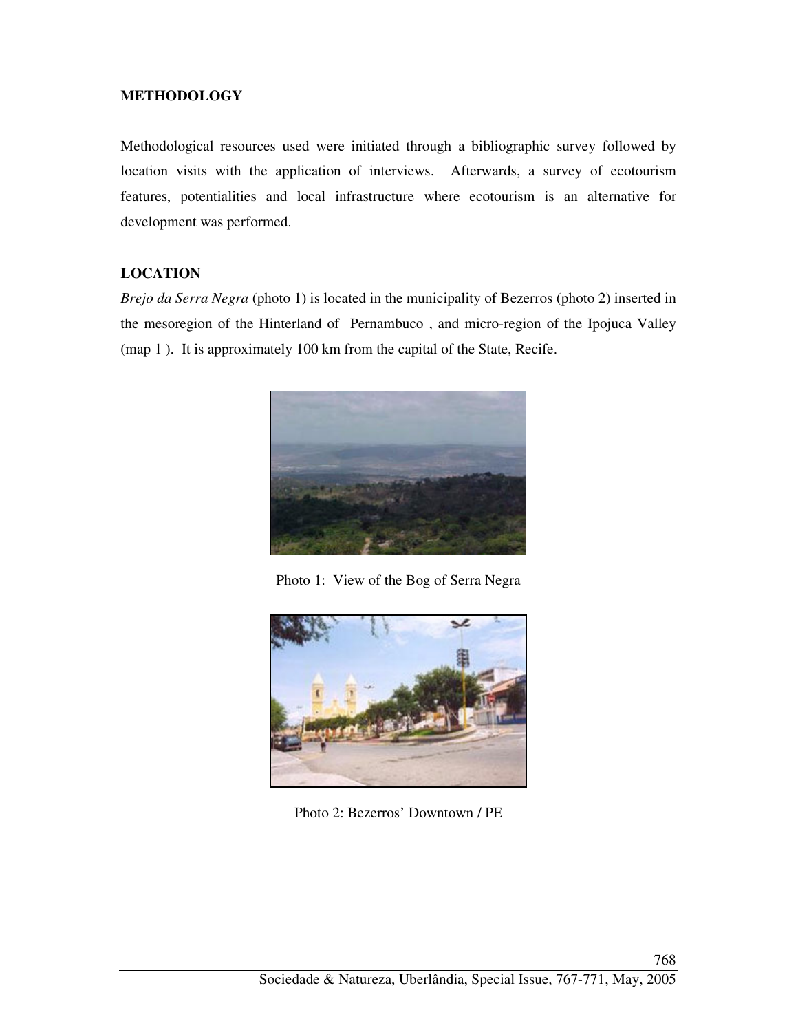## METHODOLOGY

Methodological resources used were initiated through a bibliographic survey followed by location visits with the application of interviews. Afterwards, a survey of ecotourism features, potentialities and local infrastructure where ecotourism is an alternative for development was performed.

## LOCATION

*Brejo da Serra Negra* (photo 1) is located in the municipality of Bezerros (photo 2) inserted in the mesoregion of the Hinterland of Pernambuco , and micro-region of the Ipojuca Valley (map 1 ). It is approximately 100 km from the capital of the State, Recife.

Photo 1: View of the Bog of Serra Negra

Photo 2: Bezerros' Downtown / PE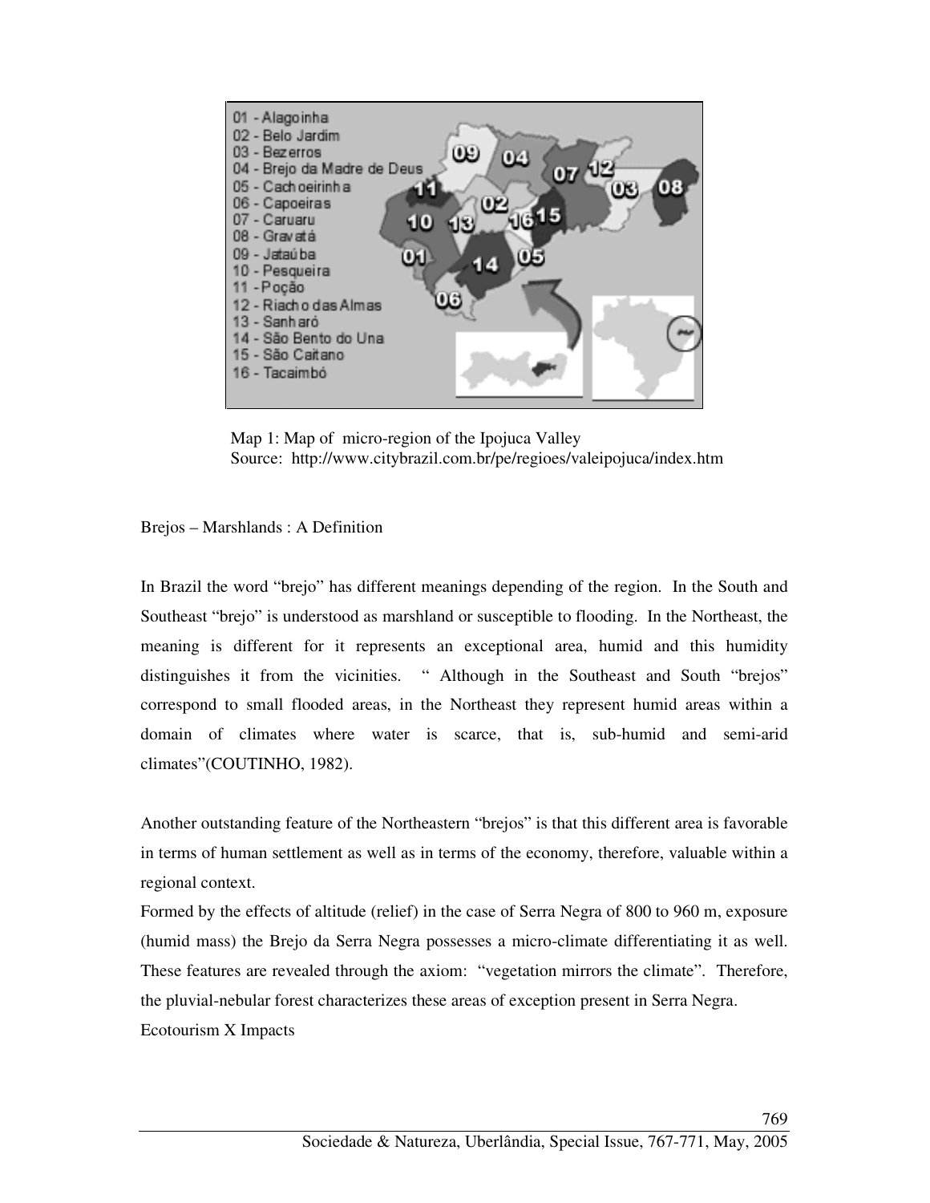01 - Alagoinha
02 - Belo Jardim
03 - Bezerros
04 - Brejo da Madre de Deus
05 - Cachoeirinha
06 - Capoeiras
07 - Caruaru
08 - Gravatá
09 - Jataúba
10 - Pesqueira
11 - Poção
12 - Riacho das Almas
13 - Sanharó
14 - São Bento do Una
15 - São Caitano
16 - Tacaimbó

Map 1: Map of micro-region of the Ipojuca Valley
Source: http://www.citybrazil.com.br/pe/regioes/valeipojuca/index.htm

Brejos – Marshlands : A Definition

In Brazil the word "brejo" has different meanings depending of the region. In the South and Southeast "brejo" is understood as marshland or susceptible to flooding. In the Northeast, the meaning is different for it represents an exceptional area, humid and this humidity distinguishes it from the vicinities. " Although in the Southeast and South "brejos" correspond to small flooded areas, in the Northeast they represent humid areas within a domain of climates where water is scarce, that is, sub-humid and semi-arid climates"(COUTINHO, 1982).

Another outstanding feature of the Northeastern "brejos" is that this different area is favorable in terms of human settlement as well as in terms of the economy, therefore, valuable within a regional context.

Formed by the effects of altitude (relief) in the case of Serra Negra of 800 to 960 m, exposure (humid mass) the Brejo da Serra Negra possesses a micro-climate differentiating it as well. These features are revealed through the axiom: "vegetation mirrors the climate". Therefore, the pluvial-nebular forest characterizes these areas of exception present in Serra Negra.

Ecotourism X Impacts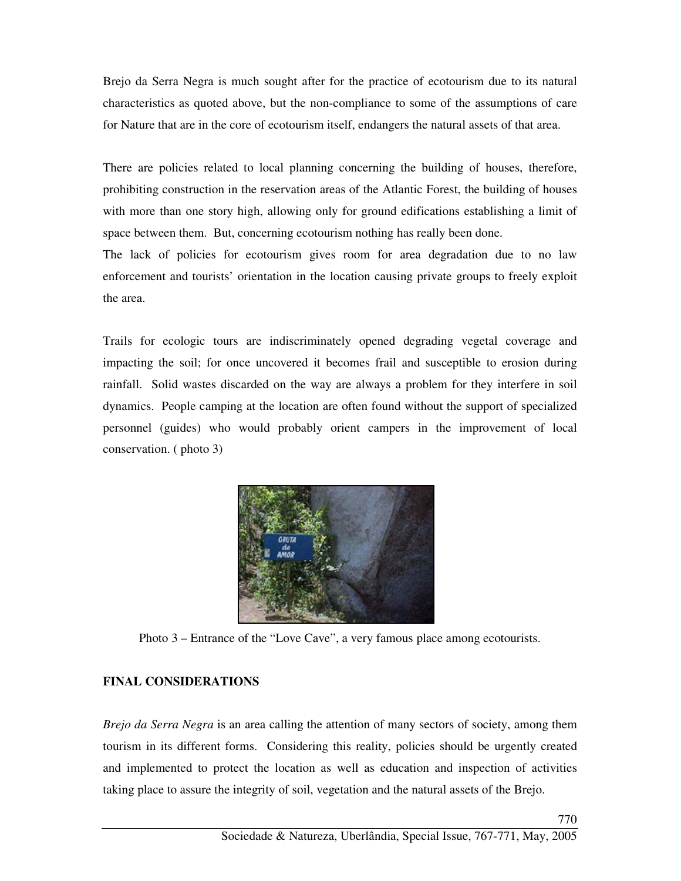Brejo da Serra Negra is much sought after for the practice of ecotourism due to its natural characteristics as quoted above, but the non-compliance to some of the assumptions of care for Nature that are in the core of ecotourism itself, endangers the natural assets of that area.

There are policies related to local planning concerning the building of houses, therefore, prohibiting construction in the reservation areas of the Atlantic Forest, the building of houses with more than one story high, allowing only for ground edifications establishing a limit of space between them. But, concerning ecotourism nothing has really been done.

The lack of policies for ecotourism gives room for area degradation due to no law enforcement and tourists' orientation in the location causing private groups to freely exploit the area.

Trails for ecologic tours are indiscriminately opened degrading vegetal coverage and impacting the soil; for once uncovered it becomes frail and susceptible to erosion during rainfall. Solid wastes discarded on the way are always a problem for they interfere in soil dynamics. People camping at the location are often found without the support of specialized personnel (guides) who would probably orient campers in the improvement of local conservation. ( photo 3)

Photo 3 – Entrance of the "Love Cave", a very famous place among ecotourists.

**FINAL CONSIDERATIONS**

*Brejo da Serra Negra* is an area calling the attention of many sectors of society, among them tourism in its different forms. Considering this reality, policies should be urgently created and implemented to protect the location as well as education and inspection of activities taking place to assure the integrity of soil, vegetation and the natural assets of the Brejo.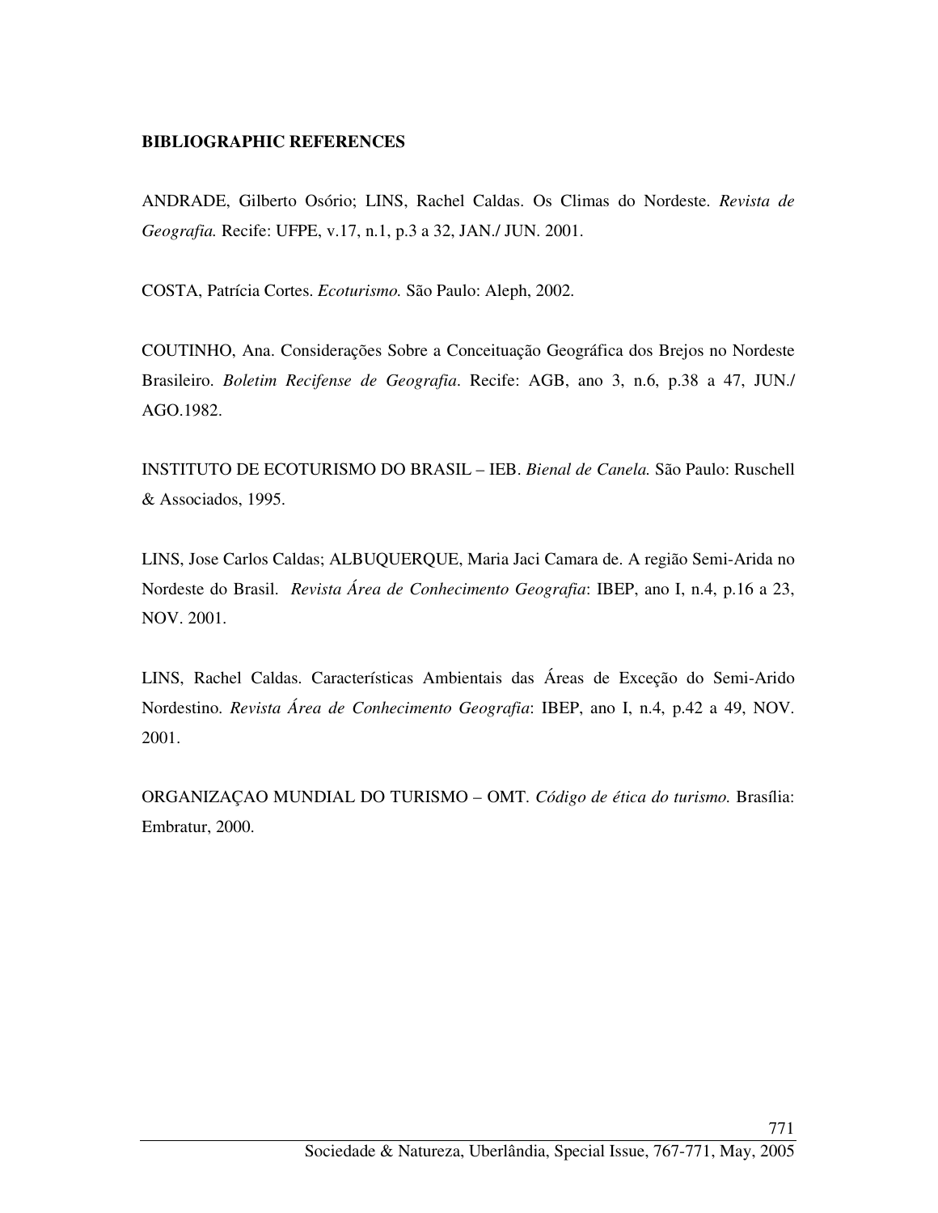**BIBLIOGRAPHIC REFERENCES**

ANDRADE, Gilberto Osório; LINS, Rachel Caldas. Os Climas do Nordeste. *Revista de Geografia.* Recife: UFPE, v.17, n.1, p.3 a 32, JAN./ JUN. 2001.

COSTA, Patrícia Cortes. *Ecoturismo.* São Paulo: Aleph, 2002.

COUTINHO, Ana. Considerações Sobre a Conceituação Geográfica dos Brejos no Nordeste Brasileiro. *Boletim Recifense de Geografia*. Recife: AGB, ano 3, n.6, p.38 a 47, JUN./ AGO.1982.

INSTITUTO DE ECOTURISMO DO BRASIL – IEB. *Bienal de Canela.* São Paulo: Ruschell & Associados, 1995.

LINS, Jose Carlos Caldas; ALBUQUERQUE, Maria Jaci Camara de. A região Semi-Arida no Nordeste do Brasil. *Revista Área de Conhecimento Geografia*: IBEP, ano I, n.4, p.16 a 23, NOV. 2001.

LINS, Rachel Caldas. Características Ambientais das Áreas de Exceção do Semi-Arido Nordestino. *Revista Área de Conhecimento Geografia*: IBEP, ano I, n.4, p.42 a 49, NOV. 2001.

ORGANIZAÇAO MUNDIAL DO TURISMO – OMT. *Código de ética do turismo.* Brasília: Embratur, 2000.